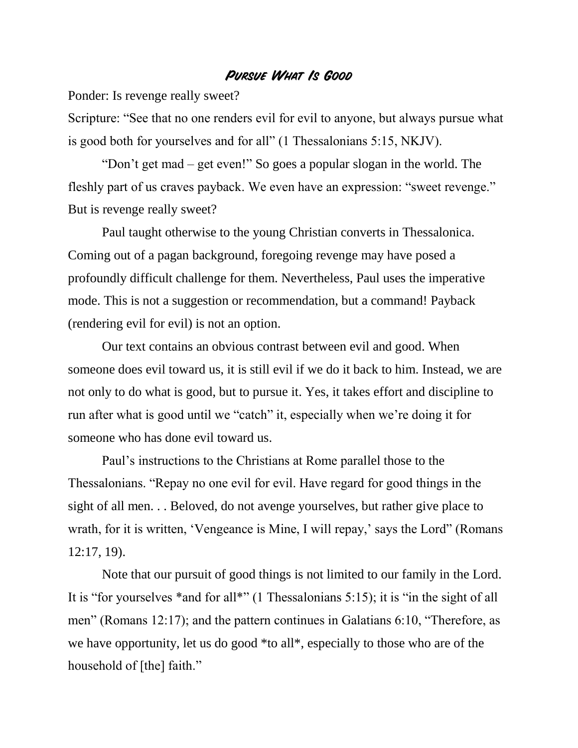# Pursue What Is Good

Ponder: Is revenge really sweet?

Scripture: "See that no one renders evil for evil to anyone, but always pursue what is good both for yourselves and for all" (1 Thessalonians 5:15, NKJV).

"Don't get mad – get even!" So goes a popular slogan in the world. The fleshly part of us craves payback. We even have an expression: "sweet revenge." But is revenge really sweet?

Paul taught otherwise to the young Christian converts in Thessalonica. Coming out of a pagan background, foregoing revenge may have posed a profoundly difficult challenge for them. Nevertheless, Paul uses the imperative mode. This is not a suggestion or recommendation, but a command! Payback (rendering evil for evil) is not an option.

Our text contains an obvious contrast between evil and good. When someone does evil toward us, it is still evil if we do it back to him. Instead, we are not only to do what is good, but to pursue it. Yes, it takes effort and discipline to run after what is good until we "catch" it, especially when we're doing it for someone who has done evil toward us.

Paul's instructions to the Christians at Rome parallel those to the Thessalonians. "Repay no one evil for evil. Have regard for good things in the sight of all men. . . Beloved, do not avenge yourselves, but rather give place to wrath, for it is written, 'Vengeance is Mine, I will repay,' says the Lord" (Romans 12:17, 19).

Note that our pursuit of good things is not limited to our family in the Lord. It is "for yourselves *and for all*" (1 Thessalonians 5:15); it is "in the sight of all men" (Romans 12:17); and the pattern continues in Galatians 6:10, "Therefore, as we have opportunity, let us do good *to all*, especially to those who are of the household of [the] faith."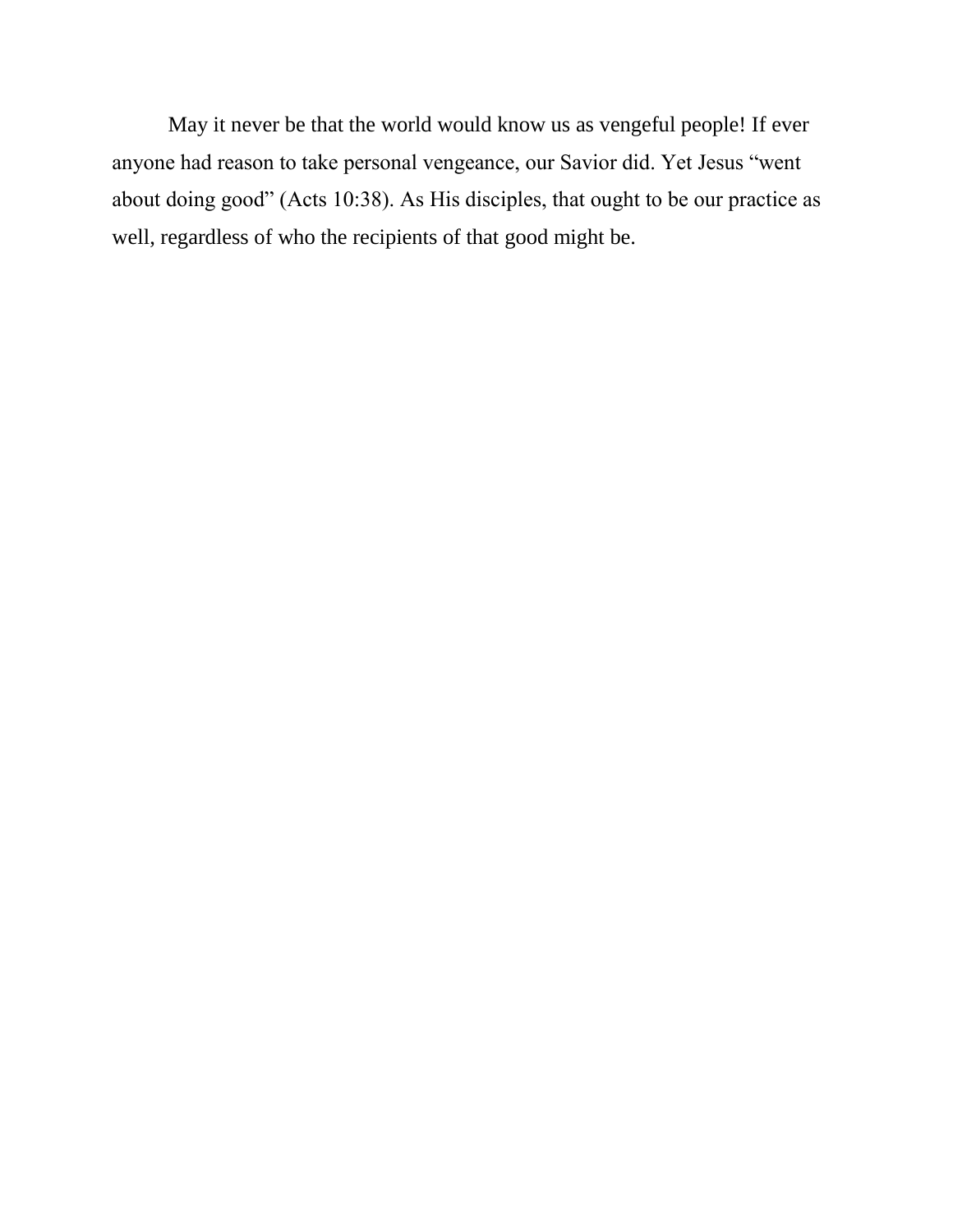May it never be that the world would know us as vengeful people! If ever anyone had reason to take personal vengeance, our Savior did. Yet Jesus "went about doing good" (Acts 10:38). As His disciples, that ought to be our practice as well, regardless of who the recipients of that good might be.